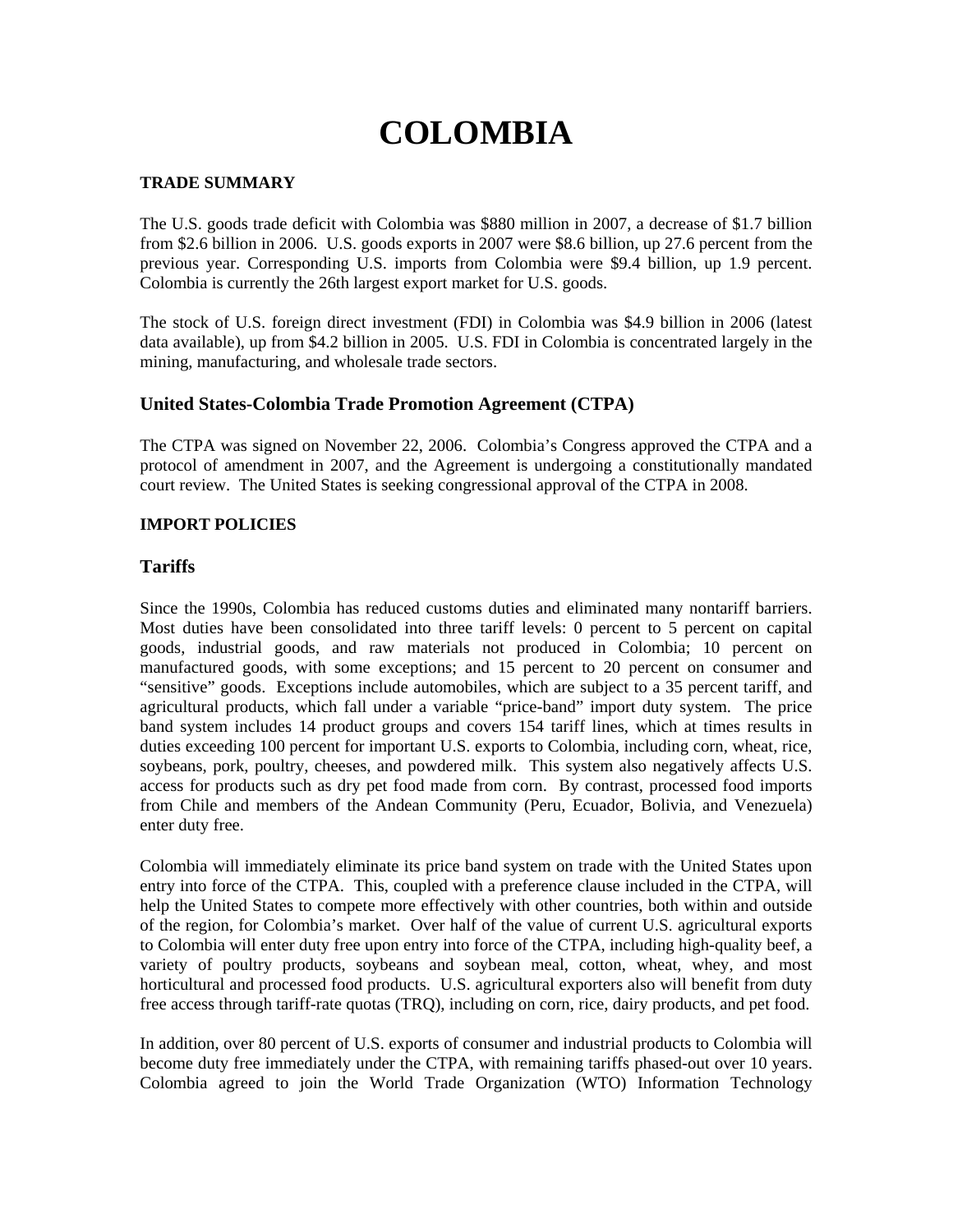# COLOMBIA

**TRADE SUMMARY**

The U.S. goods trade deficit with Colombia was $880 million in 2007, a decrease of $1.7 billion from $2.6 billion in 2006. U.S. goods exports in 2007 were $8.6 billion, up 27.6 percent from the previous year. Corresponding U.S. imports from Colombia were $9.4 billion, up 1.9 percent. Colombia is currently the 26th largest export market for U.S. goods.

The stock of U.S. foreign direct investment (FDI) in Colombia was $4.9 billion in 2006 (latest data available), up from $4.2 billion in 2005. U.S. FDI in Colombia is concentrated largely in the mining, manufacturing, and wholesale trade sectors.

## United States-Colombia Trade Promotion Agreement (CTPA)

The CTPA was signed on November 22, 2006. Colombia's Congress approved the CTPA and a protocol of amendment in 2007, and the Agreement is undergoing a constitutionally mandated court review. The United States is seeking congressional approval of the CTPA in 2008.

**IMPORT POLICIES**

## Tariffs

Since the 1990s, Colombia has reduced customs duties and eliminated many nontariff barriers. Most duties have been consolidated into three tariff levels: 0 percent to 5 percent on capital goods, industrial goods, and raw materials not produced in Colombia; 10 percent on manufactured goods, with some exceptions; and 15 percent to 20 percent on consumer and "sensitive" goods. Exceptions include automobiles, which are subject to a 35 percent tariff, and agricultural products, which fall under a variable "price-band" import duty system. The price band system includes 14 product groups and covers 154 tariff lines, which at times results in duties exceeding 100 percent for important U.S. exports to Colombia, including corn, wheat, rice, soybeans, pork, poultry, cheeses, and powdered milk. This system also negatively affects U.S. access for products such as dry pet food made from corn. By contrast, processed food imports from Chile and members of the Andean Community (Peru, Ecuador, Bolivia, and Venezuela) enter duty free.

Colombia will immediately eliminate its price band system on trade with the United States upon entry into force of the CTPA. This, coupled with a preference clause included in the CTPA, will help the United States to compete more effectively with other countries, both within and outside of the region, for Colombia's market. Over half of the value of current U.S. agricultural exports to Colombia will enter duty free upon entry into force of the CTPA, including high-quality beef, a variety of poultry products, soybeans and soybean meal, cotton, wheat, whey, and most horticultural and processed food products. U.S. agricultural exporters also will benefit from duty free access through tariff-rate quotas (TRQ), including on corn, rice, dairy products, and pet food.

In addition, over 80 percent of U.S. exports of consumer and industrial products to Colombia will become duty free immediately under the CTPA, with remaining tariffs phased-out over 10 years. Colombia agreed to join the World Trade Organization (WTO) Information Technology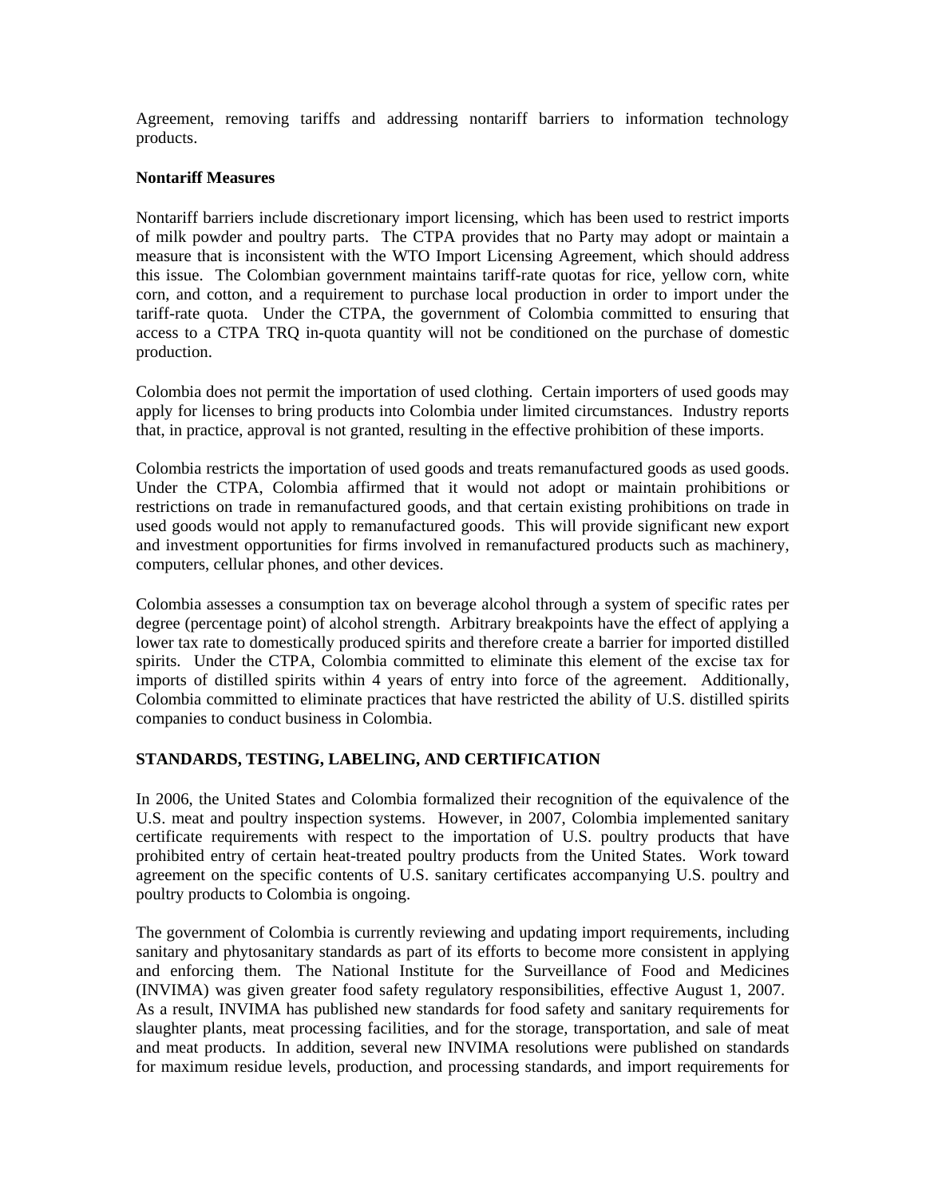Agreement, removing tariffs and addressing nontariff barriers to information technology products.

**Nontariff Measures**

Nontariff barriers include discretionary import licensing, which has been used to restrict imports of milk powder and poultry parts. The CTPA provides that no Party may adopt or maintain a measure that is inconsistent with the WTO Import Licensing Agreement, which should address this issue. The Colombian government maintains tariff-rate quotas for rice, yellow corn, white corn, and cotton, and a requirement to purchase local production in order to import under the tariff-rate quota. Under the CTPA, the government of Colombia committed to ensuring that access to a CTPA TRQ in-quota quantity will not be conditioned on the purchase of domestic production.

Colombia does not permit the importation of used clothing. Certain importers of used goods may apply for licenses to bring products into Colombia under limited circumstances. Industry reports that, in practice, approval is not granted, resulting in the effective prohibition of these imports.

Colombia restricts the importation of used goods and treats remanufactured goods as used goods. Under the CTPA, Colombia affirmed that it would not adopt or maintain prohibitions or restrictions on trade in remanufactured goods, and that certain existing prohibitions on trade in used goods would not apply to remanufactured goods. This will provide significant new export and investment opportunities for firms involved in remanufactured products such as machinery, computers, cellular phones, and other devices.

Colombia assesses a consumption tax on beverage alcohol through a system of specific rates per degree (percentage point) of alcohol strength. Arbitrary breakpoints have the effect of applying a lower tax rate to domestically produced spirits and therefore create a barrier for imported distilled spirits. Under the CTPA, Colombia committed to eliminate this element of the excise tax for imports of distilled spirits within 4 years of entry into force of the agreement. Additionally, Colombia committed to eliminate practices that have restricted the ability of U.S. distilled spirits companies to conduct business in Colombia.

**STANDARDS, TESTING, LABELING, AND CERTIFICATION**

In 2006, the United States and Colombia formalized their recognition of the equivalence of the U.S. meat and poultry inspection systems. However, in 2007, Colombia implemented sanitary certificate requirements with respect to the importation of U.S. poultry products that have prohibited entry of certain heat-treated poultry products from the United States. Work toward agreement on the specific contents of U.S. sanitary certificates accompanying U.S. poultry and poultry products to Colombia is ongoing.

The government of Colombia is currently reviewing and updating import requirements, including sanitary and phytosanitary standards as part of its efforts to become more consistent in applying and enforcing them. The National Institute for the Surveillance of Food and Medicines (INVIMA) was given greater food safety regulatory responsibilities, effective August 1, 2007. As a result, INVIMA has published new standards for food safety and sanitary requirements for slaughter plants, meat processing facilities, and for the storage, transportation, and sale of meat and meat products. In addition, several new INVIMA resolutions were published on standards for maximum residue levels, production, and processing standards, and import requirements for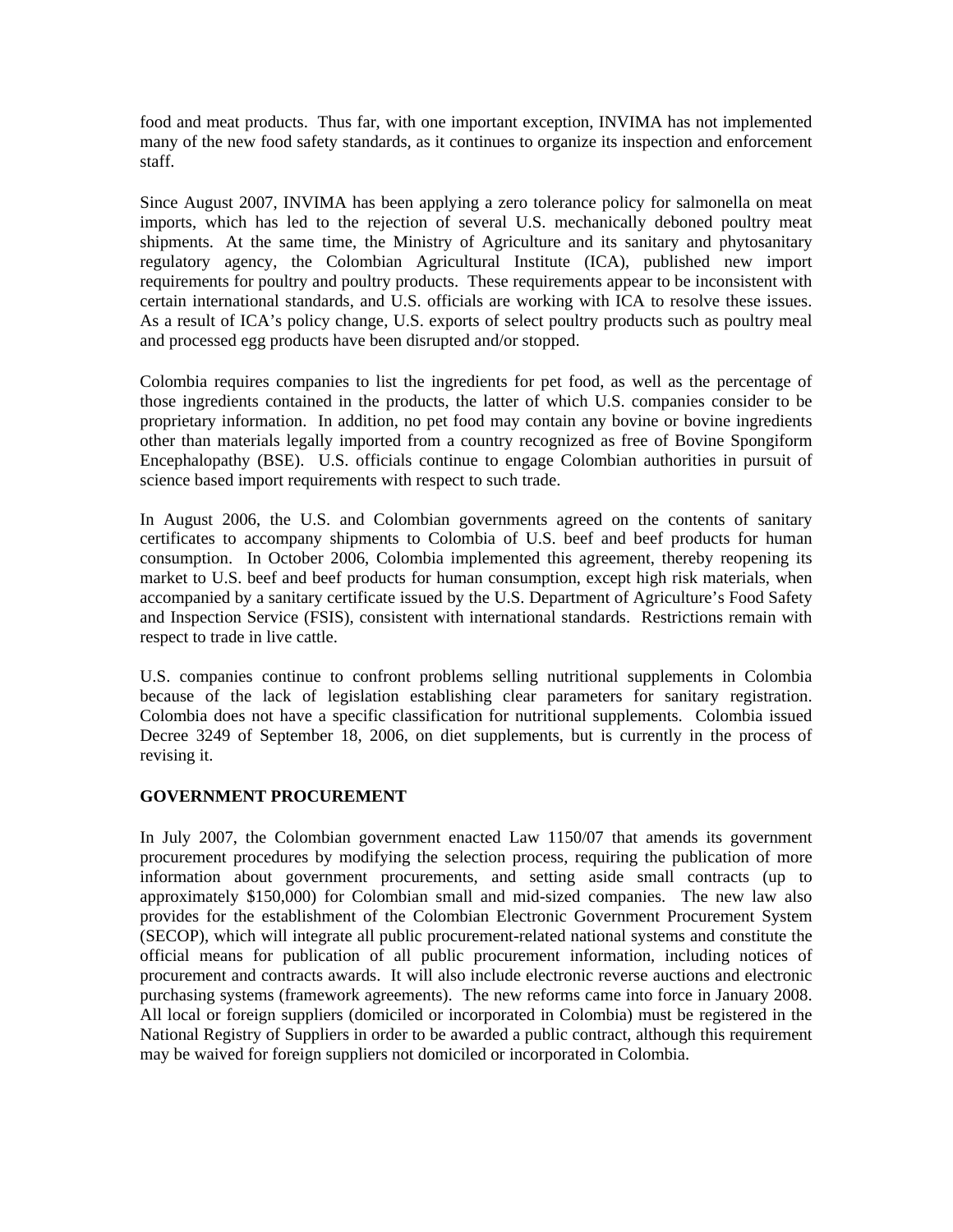food and meat products. Thus far, with one important exception, INVIMA has not implemented many of the new food safety standards, as it continues to organize its inspection and enforcement staff.

Since August 2007, INVIMA has been applying a zero tolerance policy for salmonella on meat imports, which has led to the rejection of several U.S. mechanically deboned poultry meat shipments. At the same time, the Ministry of Agriculture and its sanitary and phytosanitary regulatory agency, the Colombian Agricultural Institute (ICA), published new import requirements for poultry and poultry products. These requirements appear to be inconsistent with certain international standards, and U.S. officials are working with ICA to resolve these issues. As a result of ICA's policy change, U.S. exports of select poultry products such as poultry meal and processed egg products have been disrupted and/or stopped.

Colombia requires companies to list the ingredients for pet food, as well as the percentage of those ingredients contained in the products, the latter of which U.S. companies consider to be proprietary information. In addition, no pet food may contain any bovine or bovine ingredients other than materials legally imported from a country recognized as free of Bovine Spongiform Encephalopathy (BSE). U.S. officials continue to engage Colombian authorities in pursuit of science based import requirements with respect to such trade.

In August 2006, the U.S. and Colombian governments agreed on the contents of sanitary certificates to accompany shipments to Colombia of U.S. beef and beef products for human consumption. In October 2006, Colombia implemented this agreement, thereby reopening its market to U.S. beef and beef products for human consumption, except high risk materials, when accompanied by a sanitary certificate issued by the U.S. Department of Agriculture's Food Safety and Inspection Service (FSIS), consistent with international standards. Restrictions remain with respect to trade in live cattle.

U.S. companies continue to confront problems selling nutritional supplements in Colombia because of the lack of legislation establishing clear parameters for sanitary registration. Colombia does not have a specific classification for nutritional supplements. Colombia issued Decree 3249 of September 18, 2006, on diet supplements, but is currently in the process of revising it.

## GOVERNMENT PROCUREMENT

In July 2007, the Colombian government enacted Law 1150/07 that amends its government procurement procedures by modifying the selection process, requiring the publication of more information about government procurements, and setting aside small contracts (up to approximately $150,000) for Colombian small and mid-sized companies. The new law also provides for the establishment of the Colombian Electronic Government Procurement System (SECOP), which will integrate all public procurement-related national systems and constitute the official means for publication of all public procurement information, including notices of procurement and contracts awards. It will also include electronic reverse auctions and electronic purchasing systems (framework agreements). The new reforms came into force in January 2008. All local or foreign suppliers (domiciled or incorporated in Colombia) must be registered in the National Registry of Suppliers in order to be awarded a public contract, although this requirement may be waived for foreign suppliers not domiciled or incorporated in Colombia.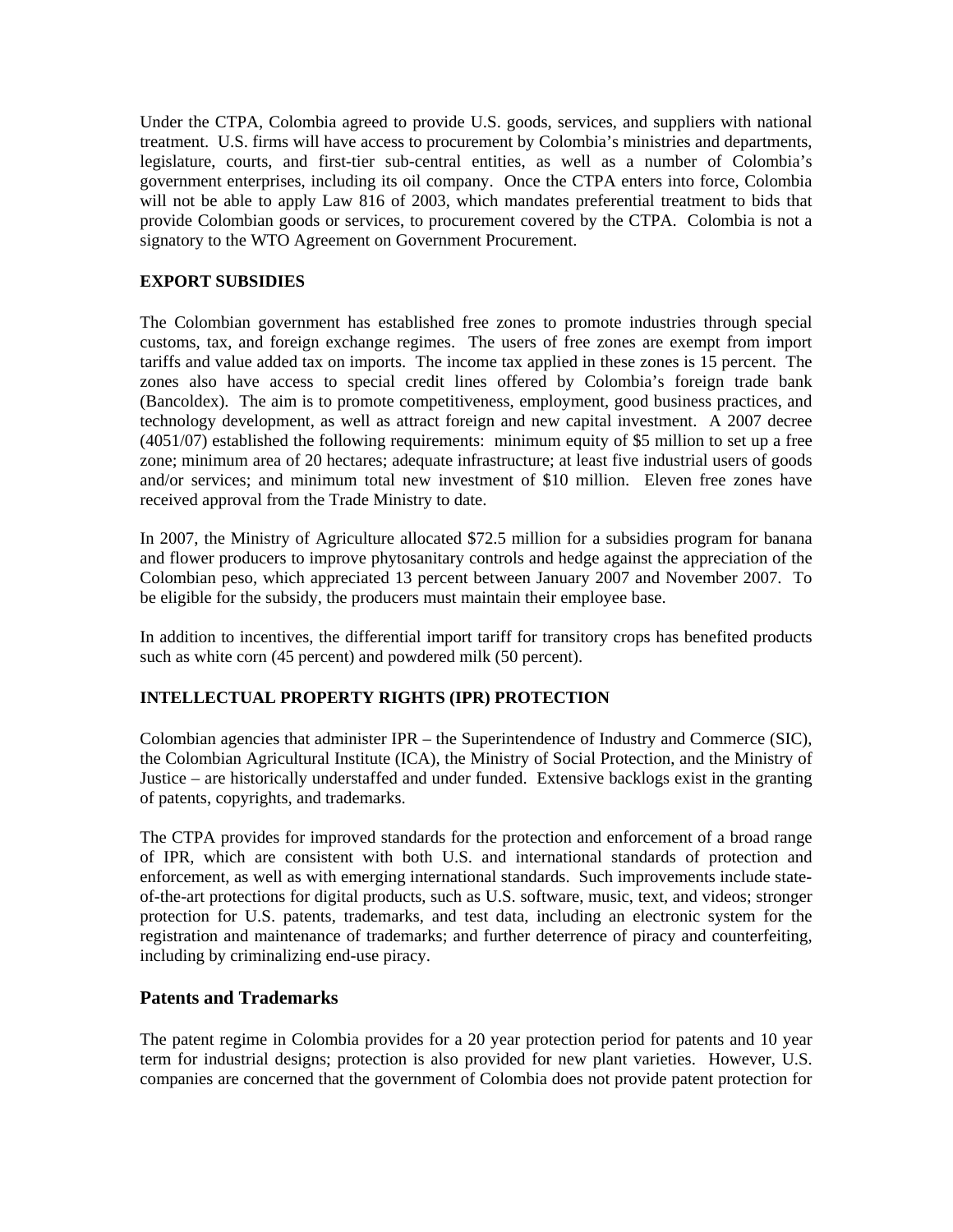Under the CTPA, Colombia agreed to provide U.S. goods, services, and suppliers with national treatment. U.S. firms will have access to procurement by Colombia's ministries and departments, legislature, courts, and first-tier sub-central entities, as well as a number of Colombia's government enterprises, including its oil company. Once the CTPA enters into force, Colombia will not be able to apply Law 816 of 2003, which mandates preferential treatment to bids that provide Colombian goods or services, to procurement covered by the CTPA. Colombia is not a signatory to the WTO Agreement on Government Procurement.

**EXPORT SUBSIDIES**

The Colombian government has established free zones to promote industries through special customs, tax, and foreign exchange regimes. The users of free zones are exempt from import tariffs and value added tax on imports. The income tax applied in these zones is 15 percent. The zones also have access to special credit lines offered by Colombia's foreign trade bank (Bancoldex). The aim is to promote competitiveness, employment, good business practices, and technology development, as well as attract foreign and new capital investment. A 2007 decree (4051/07) established the following requirements: minimum equity of $5 million to set up a free zone; minimum area of 20 hectares; adequate infrastructure; at least five industrial users of goods and/or services; and minimum total new investment of $10 million. Eleven free zones have received approval from the Trade Ministry to date.

In 2007, the Ministry of Agriculture allocated $72.5 million for a subsidies program for banana and flower producers to improve phytosanitary controls and hedge against the appreciation of the Colombian peso, which appreciated 13 percent between January 2007 and November 2007. To be eligible for the subsidy, the producers must maintain their employee base.

In addition to incentives, the differential import tariff for transitory crops has benefited products such as white corn (45 percent) and powdered milk (50 percent).

**INTELLECTUAL PROPERTY RIGHTS (IPR) PROTECTION**

Colombian agencies that administer IPR – the Superintendence of Industry and Commerce (SIC), the Colombian Agricultural Institute (ICA), the Ministry of Social Protection, and the Ministry of Justice – are historically understaffed and under funded. Extensive backlogs exist in the granting of patents, copyrights, and trademarks.

The CTPA provides for improved standards for the protection and enforcement of a broad range of IPR, which are consistent with both U.S. and international standards of protection and enforcement, as well as with emerging international standards. Such improvements include state-of-the-art protections for digital products, such as U.S. software, music, text, and videos; stronger protection for U.S. patents, trademarks, and test data, including an electronic system for the registration and maintenance of trademarks; and further deterrence of piracy and counterfeiting, including by criminalizing end-use piracy.

## Patents and Trademarks

The patent regime in Colombia provides for a 20 year protection period for patents and 10 year term for industrial designs; protection is also provided for new plant varieties. However, U.S. companies are concerned that the government of Colombia does not provide patent protection for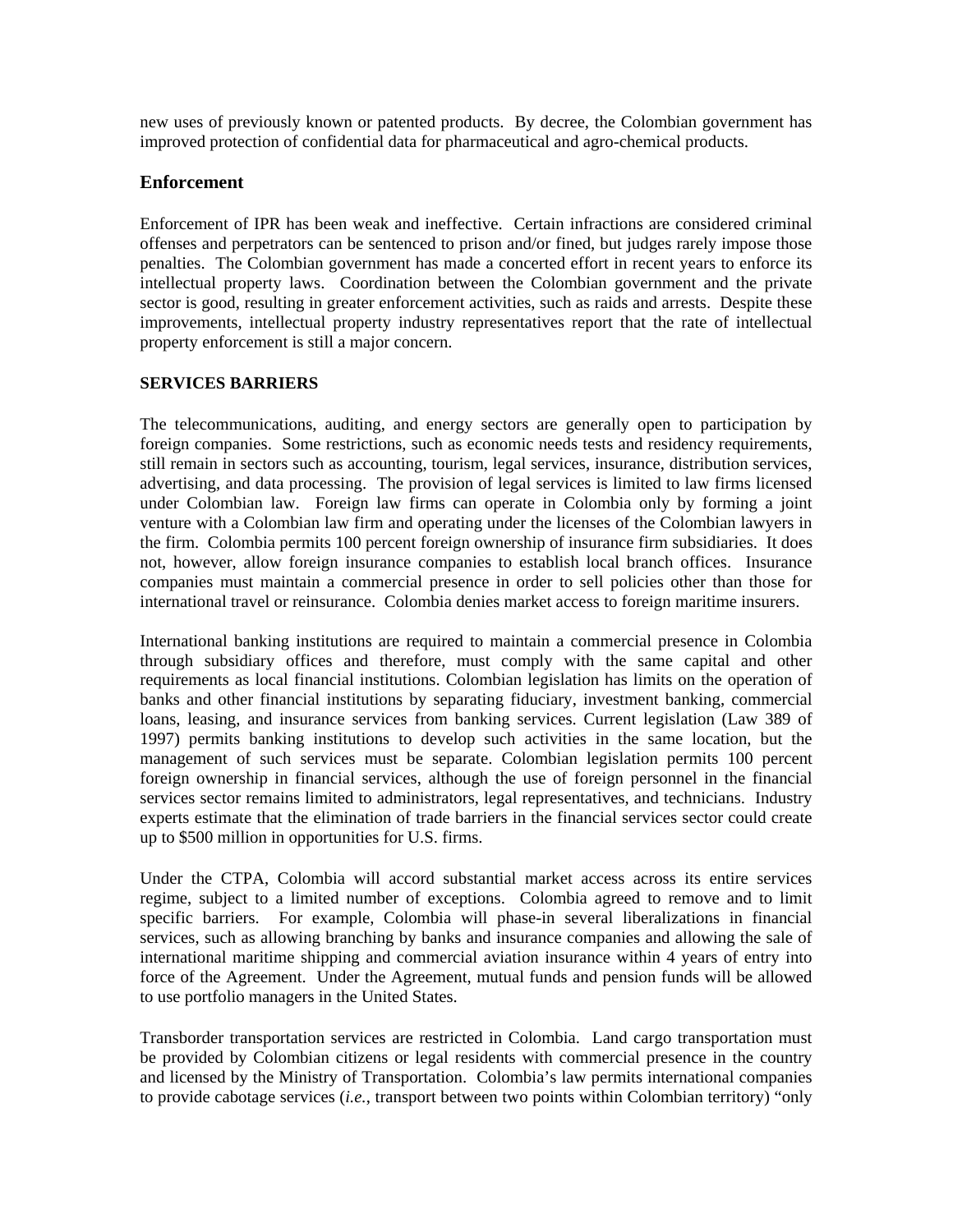new uses of previously known or patented products. By decree, the Colombian government has improved protection of confidential data for pharmaceutical and agro-chemical products.

## Enforcement

Enforcement of IPR has been weak and ineffective. Certain infractions are considered criminal offenses and perpetrators can be sentenced to prison and/or fined, but judges rarely impose those penalties. The Colombian government has made a concerted effort in recent years to enforce its intellectual property laws. Coordination between the Colombian government and the private sector is good, resulting in greater enforcement activities, such as raids and arrests. Despite these improvements, intellectual property industry representatives report that the rate of intellectual property enforcement is still a major concern.

## SERVICES BARRIERS

The telecommunications, auditing, and energy sectors are generally open to participation by foreign companies. Some restrictions, such as economic needs tests and residency requirements, still remain in sectors such as accounting, tourism, legal services, insurance, distribution services, advertising, and data processing. The provision of legal services is limited to law firms licensed under Colombian law. Foreign law firms can operate in Colombia only by forming a joint venture with a Colombian law firm and operating under the licenses of the Colombian lawyers in the firm. Colombia permits 100 percent foreign ownership of insurance firm subsidiaries. It does not, however, allow foreign insurance companies to establish local branch offices. Insurance companies must maintain a commercial presence in order to sell policies other than those for international travel or reinsurance. Colombia denies market access to foreign maritime insurers.

International banking institutions are required to maintain a commercial presence in Colombia through subsidiary offices and therefore, must comply with the same capital and other requirements as local financial institutions. Colombian legislation has limits on the operation of banks and other financial institutions by separating fiduciary, investment banking, commercial loans, leasing, and insurance services from banking services. Current legislation (Law 389 of 1997) permits banking institutions to develop such activities in the same location, but the management of such services must be separate. Colombian legislation permits 100 percent foreign ownership in financial services, although the use of foreign personnel in the financial services sector remains limited to administrators, legal representatives, and technicians. Industry experts estimate that the elimination of trade barriers in the financial services sector could create up to $500 million in opportunities for U.S. firms.

Under the CTPA, Colombia will accord substantial market access across its entire services regime, subject to a limited number of exceptions. Colombia agreed to remove and to limit specific barriers. For example, Colombia will phase-in several liberalizations in financial services, such as allowing branching by banks and insurance companies and allowing the sale of international maritime shipping and commercial aviation insurance within 4 years of entry into force of the Agreement. Under the Agreement, mutual funds and pension funds will be allowed to use portfolio managers in the United States.

Transborder transportation services are restricted in Colombia. Land cargo transportation must be provided by Colombian citizens or legal residents with commercial presence in the country and licensed by the Ministry of Transportation. Colombia's law permits international companies to provide cabotage services (*i.e.*, transport between two points within Colombian territory) "only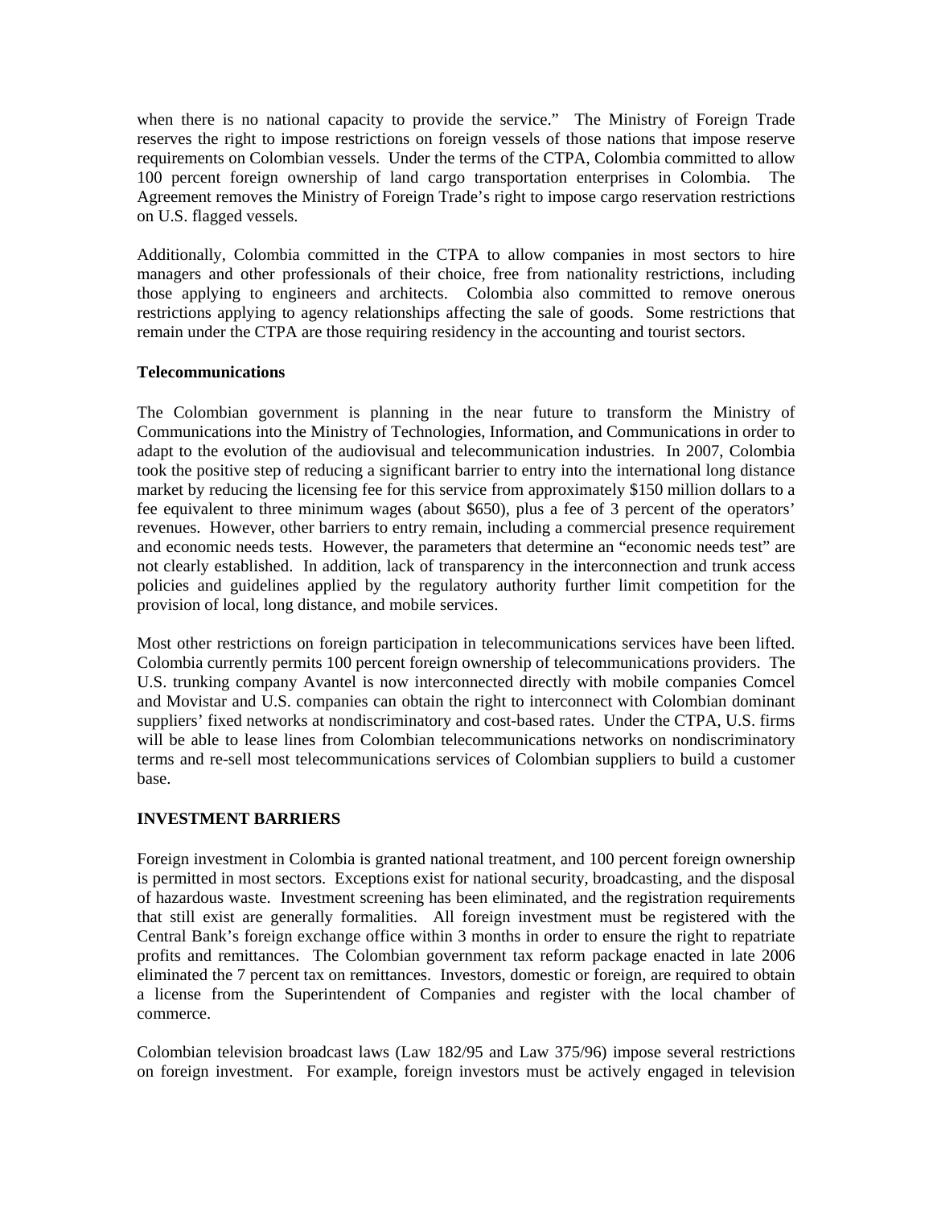when there is no national capacity to provide the service." The Ministry of Foreign Trade reserves the right to impose restrictions on foreign vessels of those nations that impose reserve requirements on Colombian vessels. Under the terms of the CTPA, Colombia committed to allow 100 percent foreign ownership of land cargo transportation enterprises in Colombia. The Agreement removes the Ministry of Foreign Trade's right to impose cargo reservation restrictions on U.S. flagged vessels.

Additionally, Colombia committed in the CTPA to allow companies in most sectors to hire managers and other professionals of their choice, free from nationality restrictions, including those applying to engineers and architects. Colombia also committed to remove onerous restrictions applying to agency relationships affecting the sale of goods. Some restrictions that remain under the CTPA are those requiring residency in the accounting and tourist sectors.

**Telecommunications**

The Colombian government is planning in the near future to transform the Ministry of Communications into the Ministry of Technologies, Information, and Communications in order to adapt to the evolution of the audiovisual and telecommunication industries. In 2007, Colombia took the positive step of reducing a significant barrier to entry into the international long distance market by reducing the licensing fee for this service from approximately $150 million dollars to a fee equivalent to three minimum wages (about $650), plus a fee of 3 percent of the operators' revenues. However, other barriers to entry remain, including a commercial presence requirement and economic needs tests. However, the parameters that determine an "economic needs test" are not clearly established. In addition, lack of transparency in the interconnection and trunk access policies and guidelines applied by the regulatory authority further limit competition for the provision of local, long distance, and mobile services.

Most other restrictions on foreign participation in telecommunications services have been lifted. Colombia currently permits 100 percent foreign ownership of telecommunications providers. The U.S. trunking company Avantel is now interconnected directly with mobile companies Comcel and Movistar and U.S. companies can obtain the right to interconnect with Colombian dominant suppliers' fixed networks at nondiscriminatory and cost-based rates. Under the CTPA, U.S. firms will be able to lease lines from Colombian telecommunications networks on nondiscriminatory terms and re-sell most telecommunications services of Colombian suppliers to build a customer base.

**INVESTMENT BARRIERS**

Foreign investment in Colombia is granted national treatment, and 100 percent foreign ownership is permitted in most sectors. Exceptions exist for national security, broadcasting, and the disposal of hazardous waste. Investment screening has been eliminated, and the registration requirements that still exist are generally formalities. All foreign investment must be registered with the Central Bank's foreign exchange office within 3 months in order to ensure the right to repatriate profits and remittances. The Colombian government tax reform package enacted in late 2006 eliminated the 7 percent tax on remittances. Investors, domestic or foreign, are required to obtain a license from the Superintendent of Companies and register with the local chamber of commerce.

Colombian television broadcast laws (Law 182/95 and Law 375/96) impose several restrictions on foreign investment. For example, foreign investors must be actively engaged in television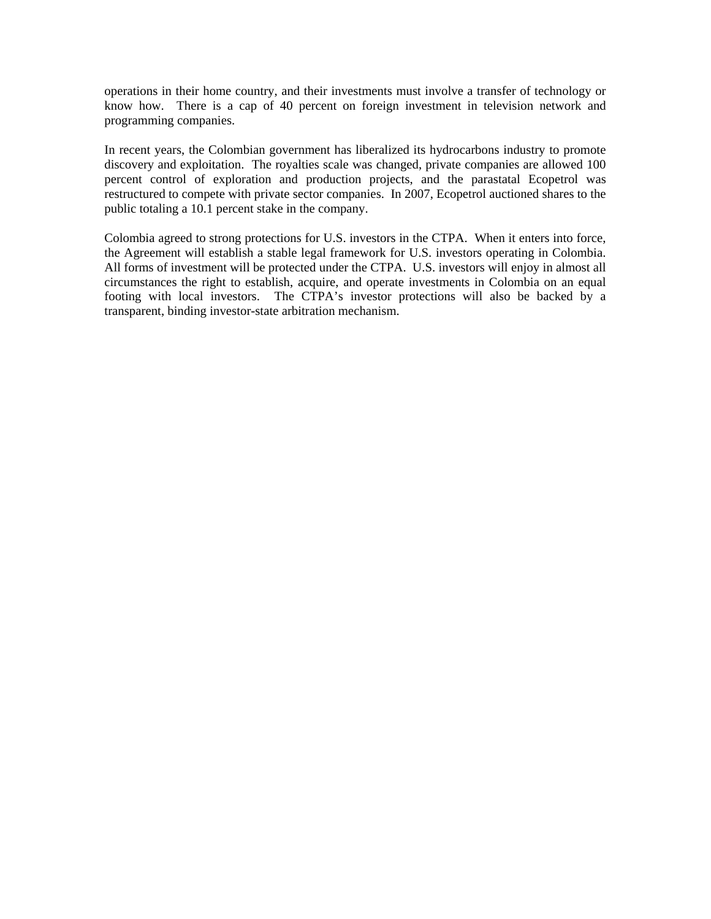operations in their home country, and their investments must involve a transfer of technology or know how. There is a cap of 40 percent on foreign investment in television network and programming companies.

In recent years, the Colombian government has liberalized its hydrocarbons industry to promote discovery and exploitation. The royalties scale was changed, private companies are allowed 100 percent control of exploration and production projects, and the parastatal Ecopetrol was restructured to compete with private sector companies. In 2007, Ecopetrol auctioned shares to the public totaling a 10.1 percent stake in the company.

Colombia agreed to strong protections for U.S. investors in the CTPA. When it enters into force, the Agreement will establish a stable legal framework for U.S. investors operating in Colombia. All forms of investment will be protected under the CTPA. U.S. investors will enjoy in almost all circumstances the right to establish, acquire, and operate investments in Colombia on an equal footing with local investors. The CTPA's investor protections will also be backed by a transparent, binding investor-state arbitration mechanism.